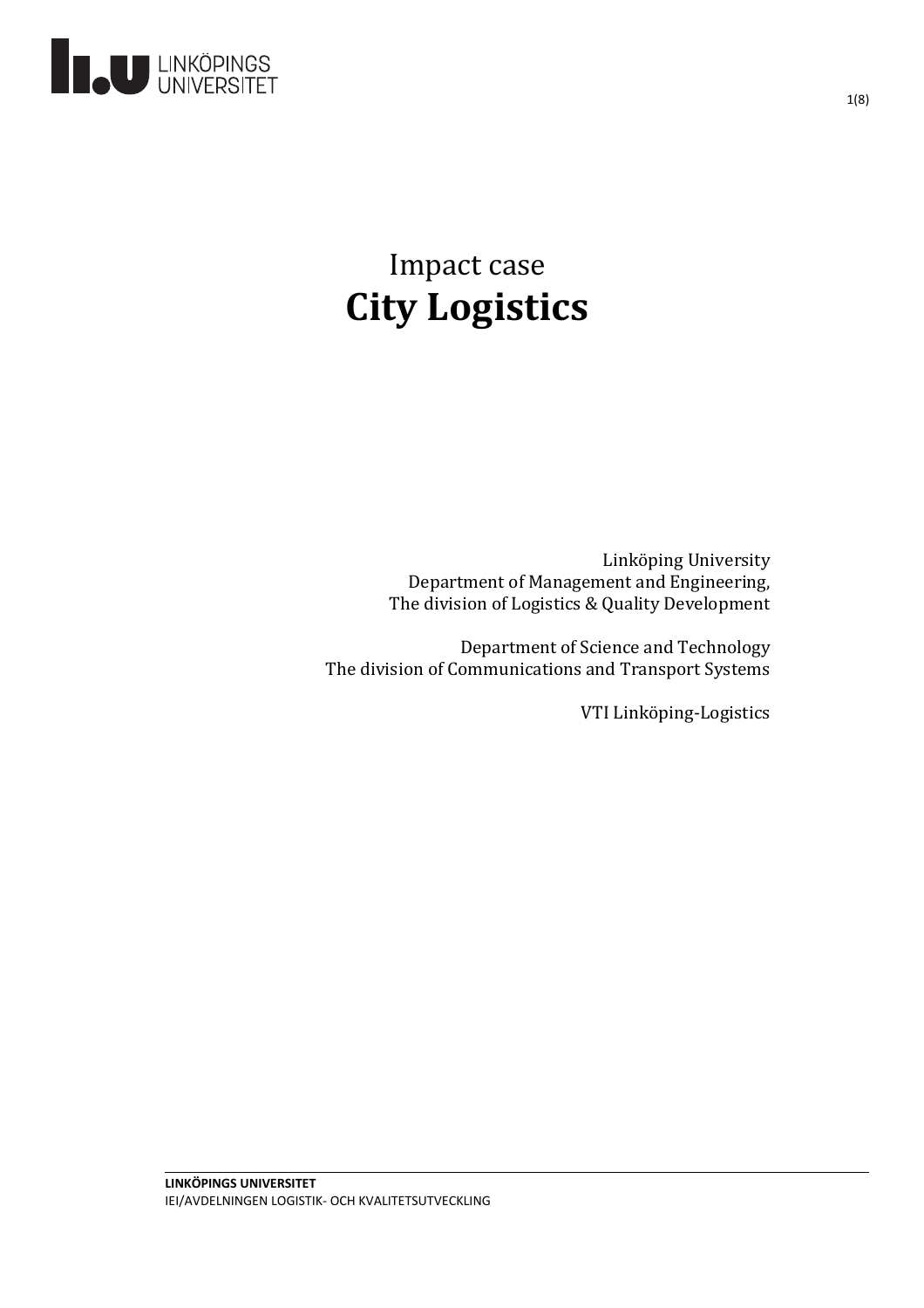# Impact case
# **City Logistics**

Linköping University
Department of Management and Engineering,
The division of Logistics & Quality Development

Department of Science and Technology
The division of Communications and Transport Systems

VTI Linköping-Logistics

**LINKÖPINGS UNIVERSITET**
IEI/AVDELNINGEN LOGISTIK- OCH KVALITETSUTVECKLING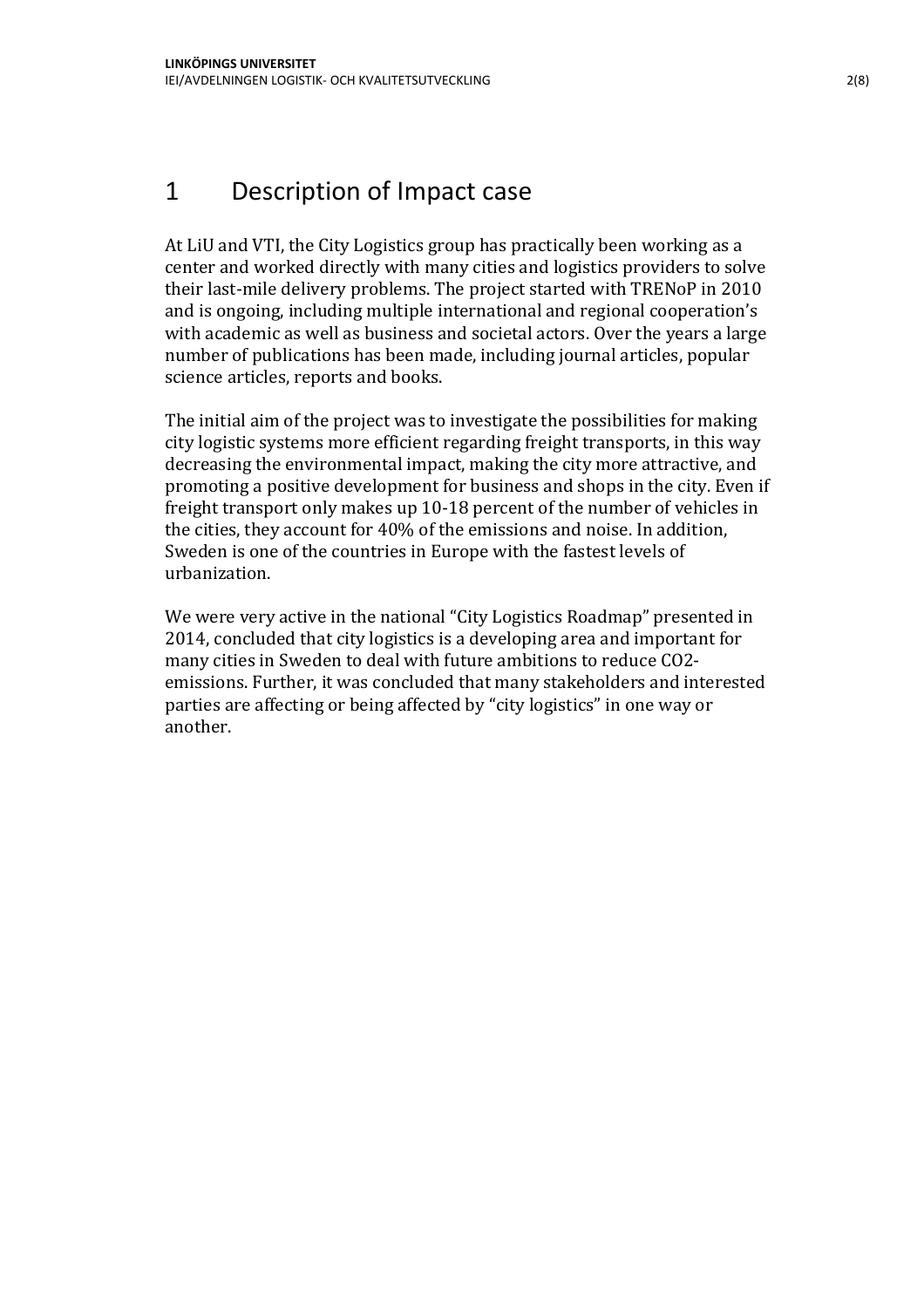# 1 Description of Impact case

At LiU and VTI, the City Logistics group has practically been working as a center and worked directly with many cities and logistics providers to solve their last-mile delivery problems. The project started with TRENoP in 2010 and is ongoing, including multiple international and regional cooperation's with academic as well as business and societal actors. Over the years a large number of publications has been made, including journal articles, popular science articles, reports and books.

The initial aim of the project was to investigate the possibilities for making city logistic systems more efficient regarding freight transports, in this way decreasing the environmental impact, making the city more attractive, and promoting a positive development for business and shops in the city. Even if freight transport only makes up 10-18 percent of the number of vehicles in the cities, they account for 40% of the emissions and noise. In addition, Sweden is one of the countries in Europe with the fastest levels of urbanization.

We were very active in the national "City Logistics Roadmap" presented in 2014, concluded that city logistics is a developing area and important for many cities in Sweden to deal with future ambitions to reduce $CO_2$-emissions. Further, it was concluded that many stakeholders and interested parties are affecting or being affected by "city logistics" in one way or another.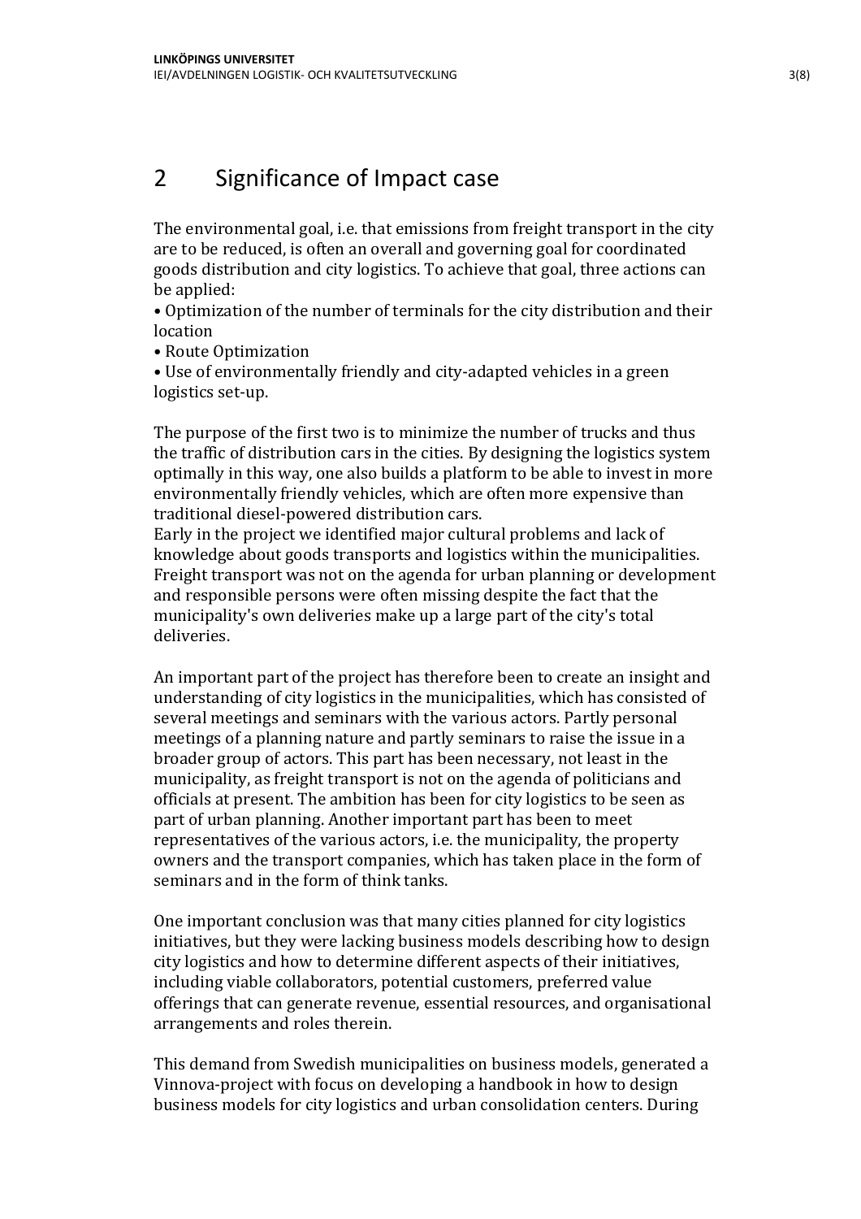# 2 Significance of Impact case

The environmental goal, i.e. that emissions from freight transport in the city are to be reduced, is often an overall and governing goal for coordinated goods distribution and city logistics. To achieve that goal, three actions can be applied:

- Optimization of the number of terminals for the city distribution and their location
- Route Optimization
- Use of environmentally friendly and city-adapted vehicles in a green logistics set-up.

The purpose of the first two is to minimize the number of trucks and thus the traffic of distribution cars in the cities. By designing the logistics system optimally in this way, one also builds a platform to be able to invest in more environmentally friendly vehicles, which are often more expensive than traditional diesel-powered distribution cars.
Early in the project we identified major cultural problems and lack of knowledge about goods transports and logistics within the municipalities. Freight transport was not on the agenda for urban planning or development and responsible persons were often missing despite the fact that the municipality's own deliveries make up a large part of the city's total deliveries.

An important part of the project has therefore been to create an insight and understanding of city logistics in the municipalities, which has consisted of several meetings and seminars with the various actors. Partly personal meetings of a planning nature and partly seminars to raise the issue in a broader group of actors. This part has been necessary, not least in the municipality, as freight transport is not on the agenda of politicians and officials at present. The ambition has been for city logistics to be seen as part of urban planning. Another important part has been to meet representatives of the various actors, i.e. the municipality, the property owners and the transport companies, which has taken place in the form of seminars and in the form of think tanks.

One important conclusion was that many cities planned for city logistics initiatives, but they were lacking business models describing how to design city logistics and how to determine different aspects of their initiatives, including viable collaborators, potential customers, preferred value offerings that can generate revenue, essential resources, and organisational arrangements and roles therein.

This demand from Swedish municipalities on business models, generated a Vinnova-project with focus on developing a handbook in how to design business models for city logistics and urban consolidation centers. During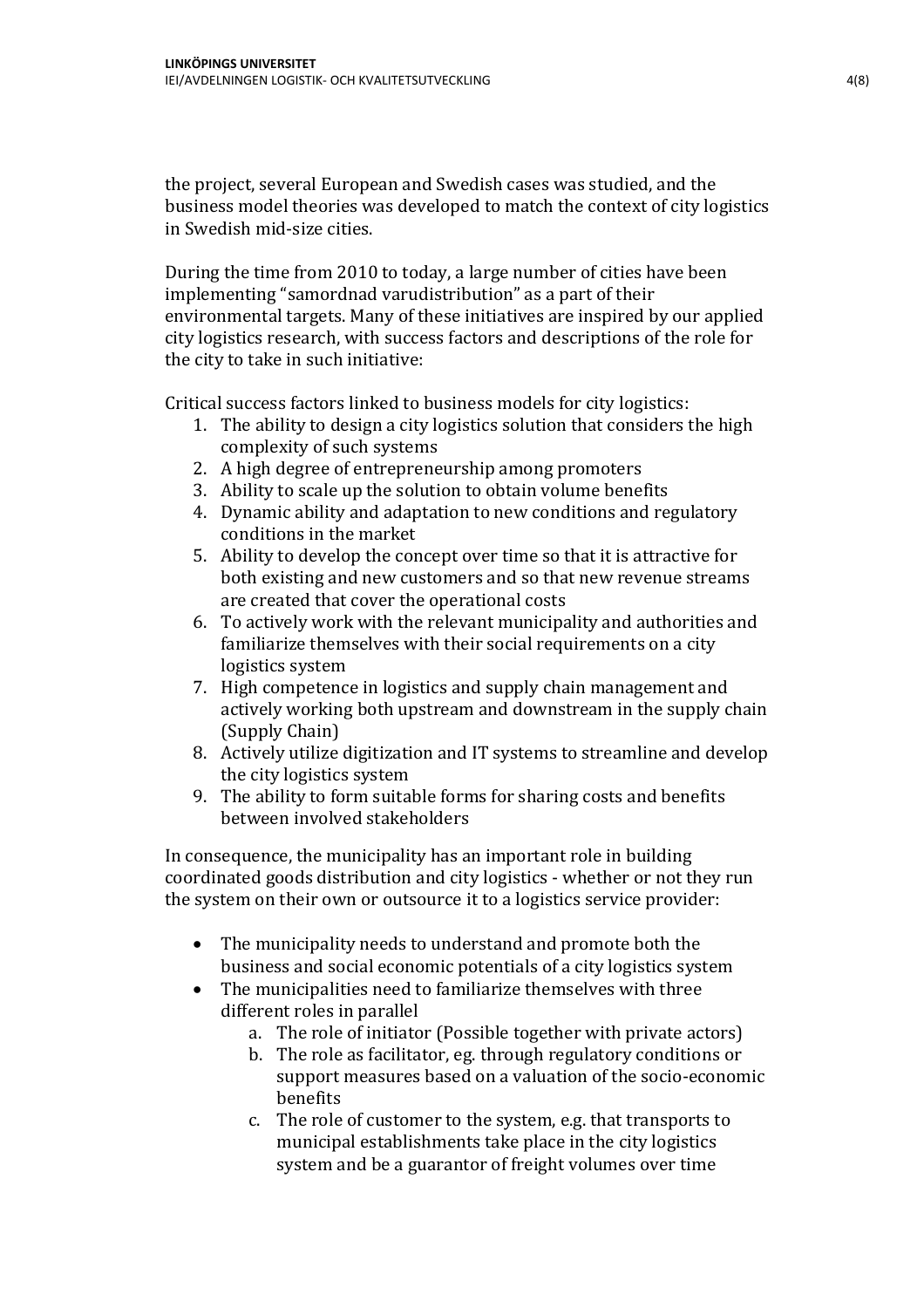the project, several European and Swedish cases was studied, and the business model theories was developed to match the context of city logistics in Swedish mid-size cities.

During the time from 2010 to today, a large number of cities have been implementing "samordnad varudistribution" as a part of their environmental targets. Many of these initiatives are inspired by our applied city logistics research, with success factors and descriptions of the role for the city to take in such initiative:

Critical success factors linked to business models for city logistics:

1. The ability to design a city logistics solution that considers the high complexity of such systems
2. A high degree of entrepreneurship among promoters
3. Ability to scale up the solution to obtain volume benefits
4. Dynamic ability and adaptation to new conditions and regulatory conditions in the market
5. Ability to develop the concept over time so that it is attractive for both existing and new customers and so that new revenue streams are created that cover the operational costs
6. To actively work with the relevant municipality and authorities and familiarize themselves with their social requirements on a city logistics system
7. High competence in logistics and supply chain management and actively working both upstream and downstream in the supply chain (Supply Chain)
8. Actively utilize digitization and IT systems to streamline and develop the city logistics system
9. The ability to form suitable forms for sharing costs and benefits between involved stakeholders

In consequence, the municipality has an important role in building coordinated goods distribution and city logistics - whether or not they run the system on their own or outsource it to a logistics service provider:

- The municipality needs to understand and promote both the business and social economic potentials of a city logistics system
- The municipalities need to familiarize themselves with three different roles in parallel
    a. The role of initiator (Possible together with private actors)
    b. The role as facilitator, eg. through regulatory conditions or support measures based on a valuation of the socio-economic benefits
    c. The role of customer to the system, e.g. that transports to municipal establishments take place in the city logistics system and be a guarantor of freight volumes over time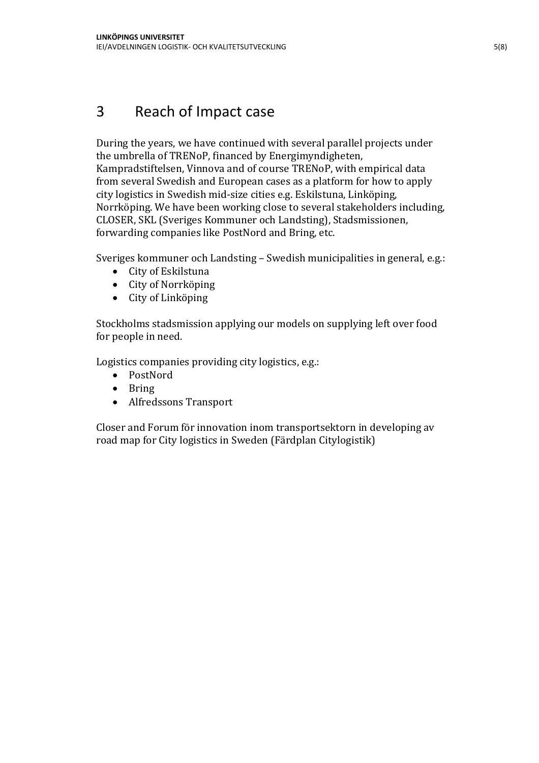# 3 Reach of Impact case

During the years, we have continued with several parallel projects under the umbrella of TRENoP, financed by Energimyndigheten, Kampradstiftelsen, Vinnova and of course TRENoP, with empirical data from several Swedish and European cases as a platform for how to apply city logistics in Swedish mid-size cities e.g. Eskilstuna, Linköping, Norrköping. We have been working close to several stakeholders including, CLOSER, SKL (Sveriges Kommuner och Landsting), Stadsmissionen, forwarding companies like PostNord and Bring, etc.

Sveriges kommuner och Landsting – Swedish municipalities in general, e.g.:

- City of Eskilstuna
- City of Norrköping
- City of Linköping

Stockholms stadsmission applying our models on supplying left over food for people in need.

Logistics companies providing city logistics, e.g.:

- PostNord
- Bring
- Alfredssons Transport

Closer and Forum för innovation inom transportsektorn in developing av road map for City logistics in Sweden (Färdplan Citylogistik)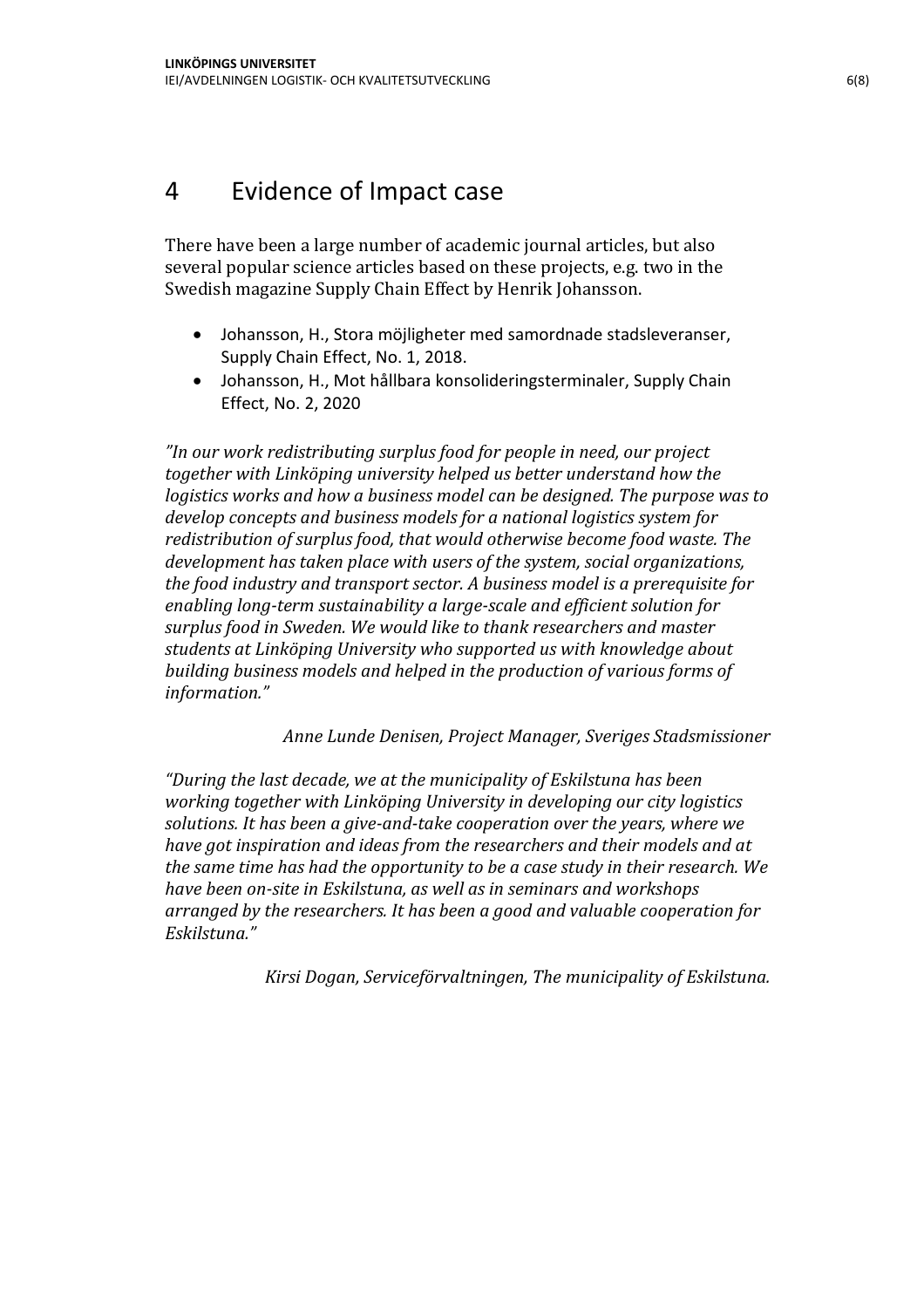# 4 Evidence of Impact case

There have been a large number of academic journal articles, but also several popular science articles based on these projects, e.g. two in the Swedish magazine Supply Chain Effect by Henrik Johansson.

- Johansson, H., Stora möjligheter med samordnade stadsleveranser, Supply Chain Effect, No. 1, 2018.
- Johansson, H., Mot hållbara konsolideringsterminaler, Supply Chain Effect, No. 2, 2020

*"In our work redistributing surplus food for people in need, our project together with Linköping university helped us better understand how the logistics works and how a business model can be designed. The purpose was to develop concepts and business models for a national logistics system for redistribution of surplus food, that would otherwise become food waste. The development has taken place with users of the system, social organizations, the food industry and transport sector. A business model is a prerequisite for enabling long-term sustainability a large-scale and efficient solution for surplus food in Sweden. We would like to thank researchers and master students at Linköping University who supported us with knowledge about building business models and helped in the production of various forms of information."*

*Anne Lunde Denisen, Project Manager, Sveriges Stadsmissioner*

*"During the last decade, we at the municipality of Eskilstuna has been working together with Linköping University in developing our city logistics solutions. It has been a give-and-take cooperation over the years, where we have got inspiration and ideas from the researchers and their models and at the same time has had the opportunity to be a case study in their research. We have been on-site in Eskilstuna, as well as in seminars and workshops arranged by the researchers. It has been a good and valuable cooperation for Eskilstuna."*

*Kirsi Dogan, Serviceförvaltningen, The municipality of Eskilstuna.*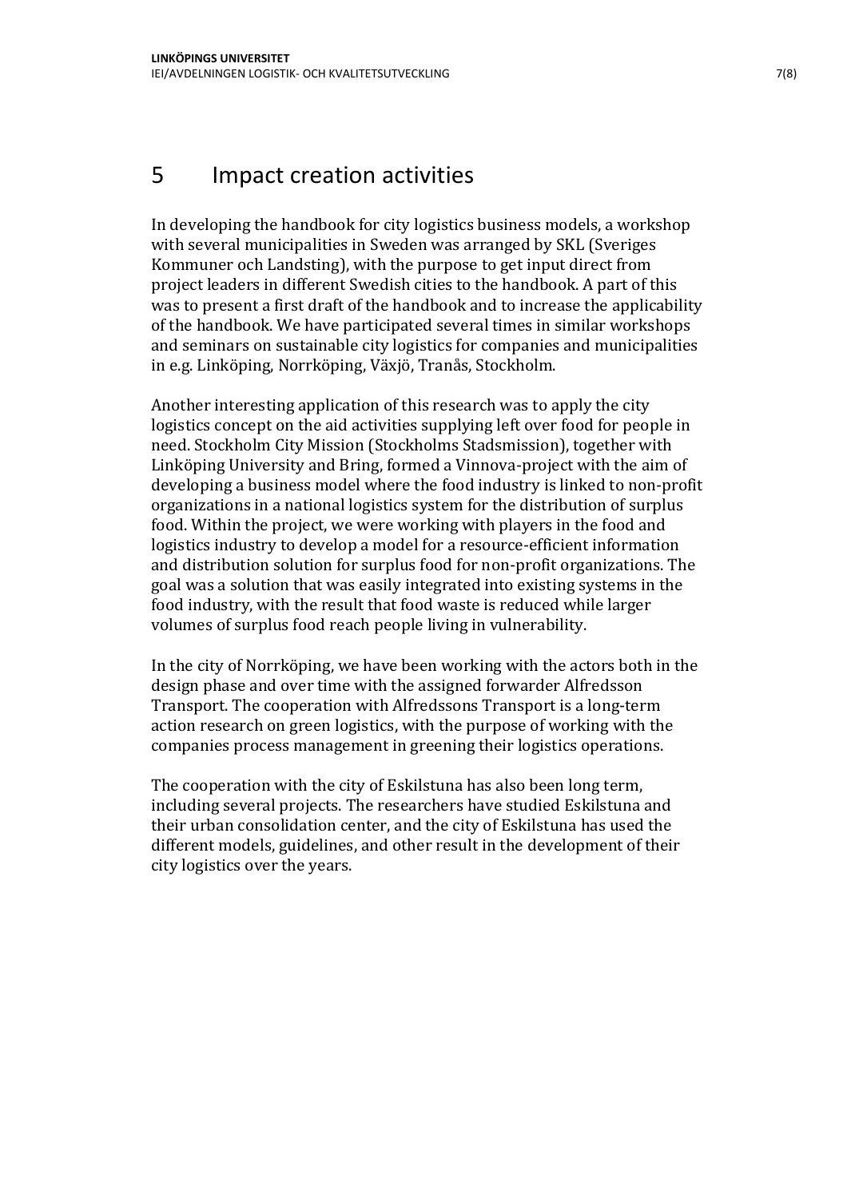# 5 Impact creation activities

In developing the handbook for city logistics business models, a workshop with several municipalities in Sweden was arranged by SKL (Sveriges Kommuner och Landsting), with the purpose to get input direct from project leaders in different Swedish cities to the handbook. A part of this was to present a first draft of the handbook and to increase the applicability of the handbook. We have participated several times in similar workshops and seminars on sustainable city logistics for companies and municipalities in e.g. Linköping, Norrköping, Växjö, Tranås, Stockholm.

Another interesting application of this research was to apply the city logistics concept on the aid activities supplying left over food for people in need. Stockholm City Mission (Stockholms Stadsmission), together with Linköping University and Bring, formed a Vinnova-project with the aim of developing a business model where the food industry is linked to non-profit organizations in a national logistics system for the distribution of surplus food. Within the project, we were working with players in the food and logistics industry to develop a model for a resource-efficient information and distribution solution for surplus food for non-profit organizations. The goal was a solution that was easily integrated into existing systems in the food industry, with the result that food waste is reduced while larger volumes of surplus food reach people living in vulnerability.

In the city of Norrköping, we have been working with the actors both in the design phase and over time with the assigned forwarder Alfredsson Transport. The cooperation with Alfredssons Transport is a long-term action research on green logistics, with the purpose of working with the companies process management in greening their logistics operations.

The cooperation with the city of Eskilstuna has also been long term, including several projects. The researchers have studied Eskilstuna and their urban consolidation center, and the city of Eskilstuna has used the different models, guidelines, and other result in the development of their city logistics over the years.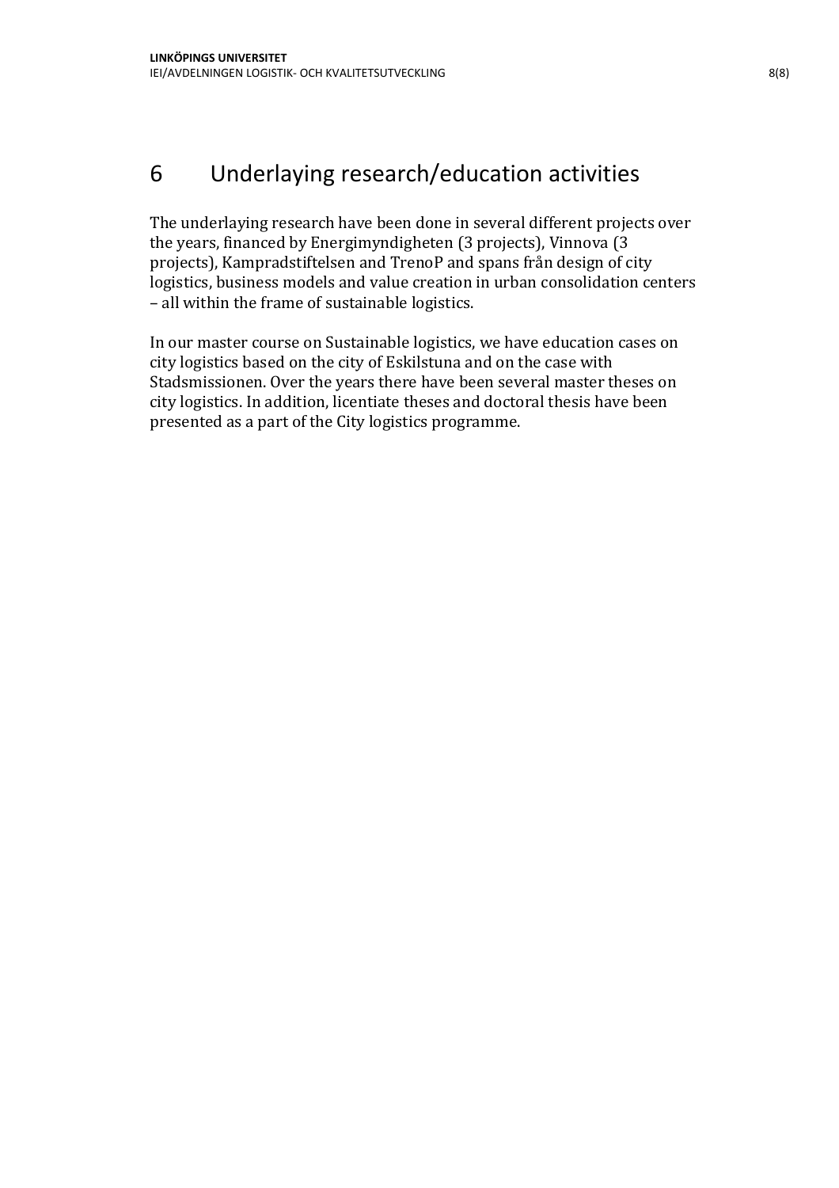# 6 Underlaying research/education activities

The underlaying research have been done in several different projects over the years, financed by Energimyndigheten (3 projects), Vinnova (3 projects), Kampradstiftelsen and TrenoP and spans från design of city logistics, business models and value creation in urban consolidation centers – all within the frame of sustainable logistics.

In our master course on Sustainable logistics, we have education cases on city logistics based on the city of Eskilstuna and on the case with Stadsmissionen. Over the years there have been several master theses on city logistics. In addition, licentiate theses and doctoral thesis have been presented as a part of the City logistics programme.